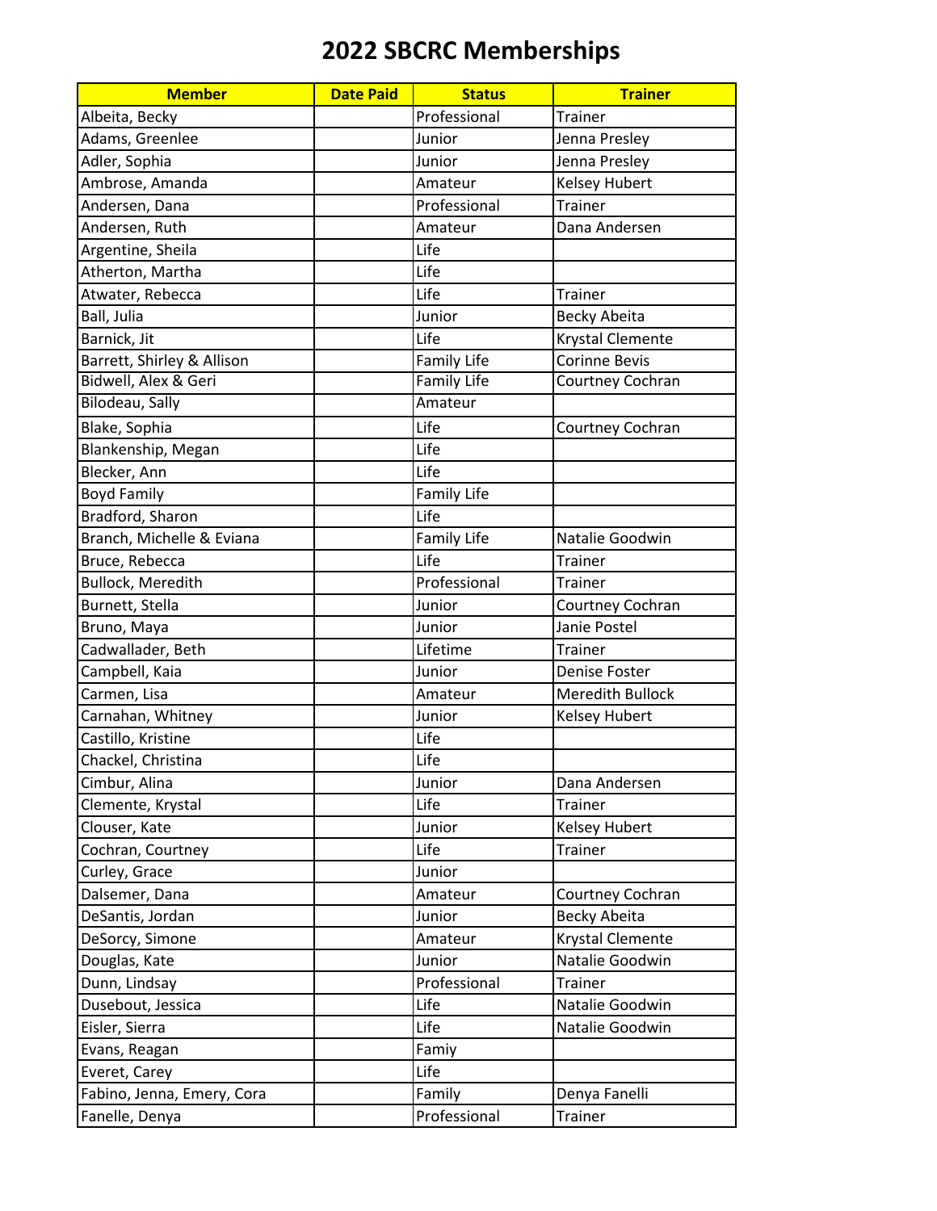# 2022 SBCRC Memberships

| Member | Date Paid | Status | Trainer |
|---|---|---|---|
| Albeita, Becky | | Professional | Trainer |
| Adams, Greenlee | | Junior | Jenna Presley |
| Adler, Sophia | | Junior | Jenna Presley |
| Ambrose, Amanda | | Amateur | Kelsey Hubert |
| Andersen, Dana | | Professional | Trainer |
| Andersen, Ruth | | Amateur | Dana Andersen |
| Argentine, Sheila | | Life | |
| Atherton, Martha | | Life | |
| Atwater, Rebecca | | Life | Trainer |
| Ball, Julia | | Junior | Becky Abeita |
| Barnick, Jit | | Life | Krystal Clemente |
| Barrett, Shirley & Allison | | Family Life | Corinne Bevis |
| Bidwell, Alex & Geri | | Family Life | Courtney Cochran |
| Bilodeau, Sally | | Amateur | |
| Blake, Sophia | | Life | Courtney Cochran |
| Blankenship, Megan | | Life | |
| Blecker, Ann | | Life | |
| Boyd Family | | Family Life | |
| Bradford, Sharon | | Life | |
| Branch, Michelle & Eviana | | Family Life | Natalie Goodwin |
| Bruce, Rebecca | | Life | Trainer |
| Bullock, Meredith | | Professional | Trainer |
| Burnett, Stella | | Junior | Courtney Cochran |
| Bruno, Maya | | Junior | Janie Postel |
| Cadwallader, Beth | | Lifetime | Trainer |
| Campbell, Kaia | | Junior | Denise Foster |
| Carmen, Lisa | | Amateur | Meredith Bullock |
| Carnahan, Whitney | | Junior | Kelsey Hubert |
| Castillo, Kristine | | Life | |
| Chackel, Christina | | Life | |
| Cimbur, Alina | | Junior | Dana Andersen |
| Clemente, Krystal | | Life | Trainer |
| Clouser, Kate | | Junior | Kelsey Hubert |
| Cochran, Courtney | | Life | Trainer |
| Curley, Grace | | Junior | |
| Dalsemer, Dana | | Amateur | Courtney Cochran |
| DeSantis, Jordan | | Junior | Becky Abeita |
| DeSorcy, Simone | | Amateur | Krystal Clemente |
| Douglas, Kate | | Junior | Natalie Goodwin |
| Dunn, Lindsay | | Professional | Trainer |
| Dusebout, Jessica | | Life | Natalie Goodwin |
| Eisler, Sierra | | Life | Natalie Goodwin |
| Evans, Reagan | | Famiy | |
| Everet, Carey | | Life | |
| Fabino, Jenna, Emery, Cora | | Family | Denya Fanelli |
| Fanelle, Denya | | Professional | Trainer |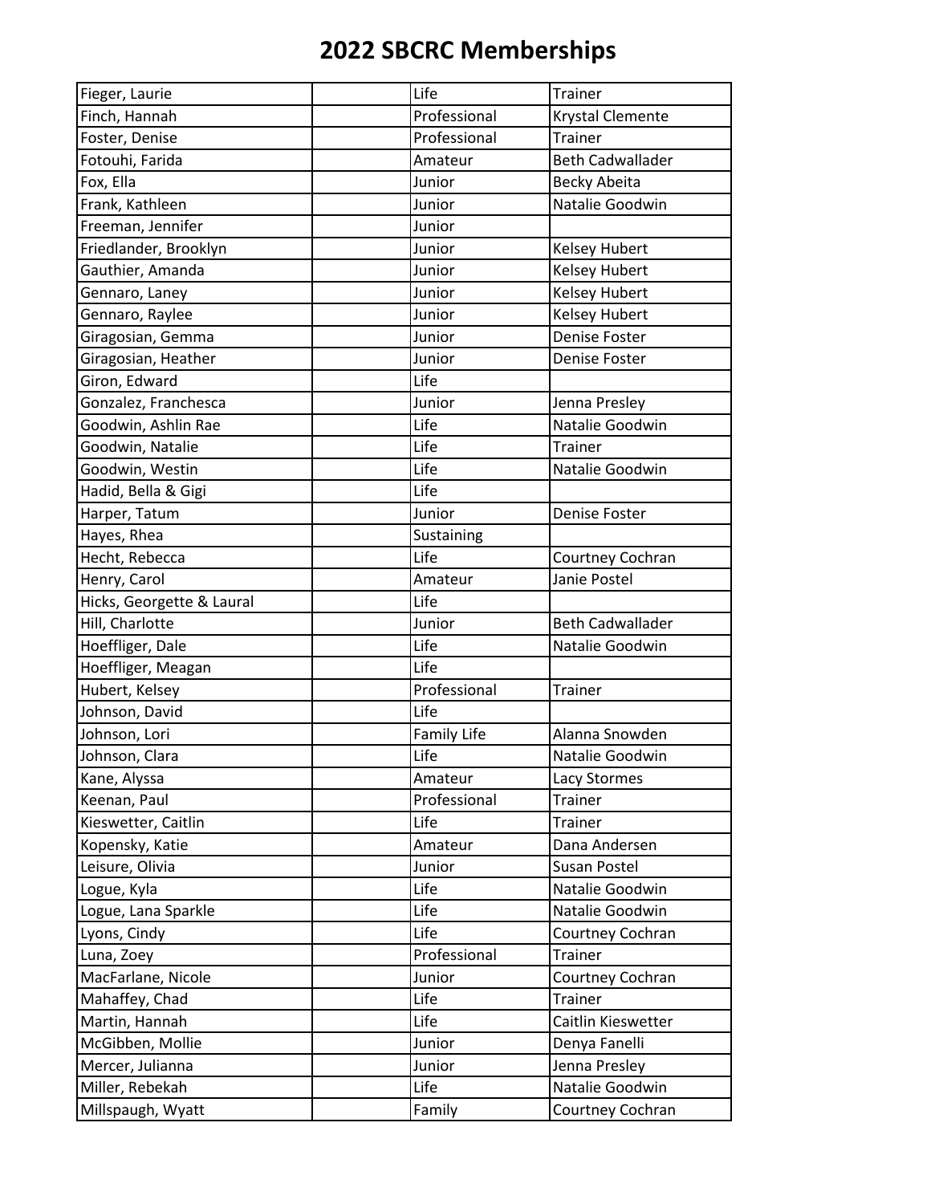# 2022 SBCRC Memberships

| | | | |
|---|---|---|---|
| Fieger, Laurie | | Life | Trainer |
| Finch, Hannah | | Professional | Krystal Clemente |
| Foster, Denise | | Professional | Trainer |
| Fotouhi, Farida | | Amateur | Beth Cadwallader |
| Fox, Ella | | Junior | Becky Abeita |
| Frank, Kathleen | | Junior | Natalie Goodwin |
| Freeman, Jennifer | | Junior | |
| Friedlander, Brooklyn | | Junior | Kelsey Hubert |
| Gauthier, Amanda | | Junior | Kelsey Hubert |
| Gennaro, Laney | | Junior | Kelsey Hubert |
| Gennaro, Raylee | | Junior | Kelsey Hubert |
| Giragosian, Gemma | | Junior | Denise Foster |
| Giragosian, Heather | | Junior | Denise Foster |
| Giron, Edward | | Life | |
| Gonzalez, Franchesca | | Junior | Jenna Presley |
| Goodwin, Ashlin Rae | | Life | Natalie Goodwin |
| Goodwin, Natalie | | Life | Trainer |
| Goodwin, Westin | | Life | Natalie Goodwin |
| Hadid, Bella & Gigi | | Life | |
| Harper, Tatum | | Junior | Denise Foster |
| Hayes, Rhea | | Sustaining | |
| Hecht, Rebecca | | Life | Courtney Cochran |
| Henry, Carol | | Amateur | Janie Postel |
| Hicks, Georgette & Laural | | Life | |
| Hill, Charlotte | | Junior | Beth Cadwallader |
| Hoeffliger, Dale | | Life | Natalie Goodwin |
| Hoeffliger, Meagan | | Life | |
| Hubert, Kelsey | | Professional | Trainer |
| Johnson, David | | Life | |
| Johnson, Lori | | Family Life | Alanna Snowden |
| Johnson, Clara | | Life | Natalie Goodwin |
| Kane, Alyssa | | Amateur | Lacy Stormes |
| Keenan, Paul | | Professional | Trainer |
| Kieswetter, Caitlin | | Life | Trainer |
| Kopensky, Katie | | Amateur | Dana Andersen |
| Leisure, Olivia | | Junior | Susan Postel |
| Logue, Kyla | | Life | Natalie Goodwin |
| Logue, Lana Sparkle | | Life | Natalie Goodwin |
| Lyons, Cindy | | Life | Courtney Cochran |
| Luna, Zoey | | Professional | Trainer |
| MacFarlane, Nicole | | Junior | Courtney Cochran |
| Mahaffey, Chad | | Life | Trainer |
| Martin, Hannah | | Life | Caitlin Kieswetter |
| McGibben, Mollie | | Junior | Denya Fanelli |
| Mercer, Julianna | | Junior | Jenna Presley |
| Miller, Rebekah | | Life | Natalie Goodwin |
| Millspaugh, Wyatt | | Family | Courtney Cochran |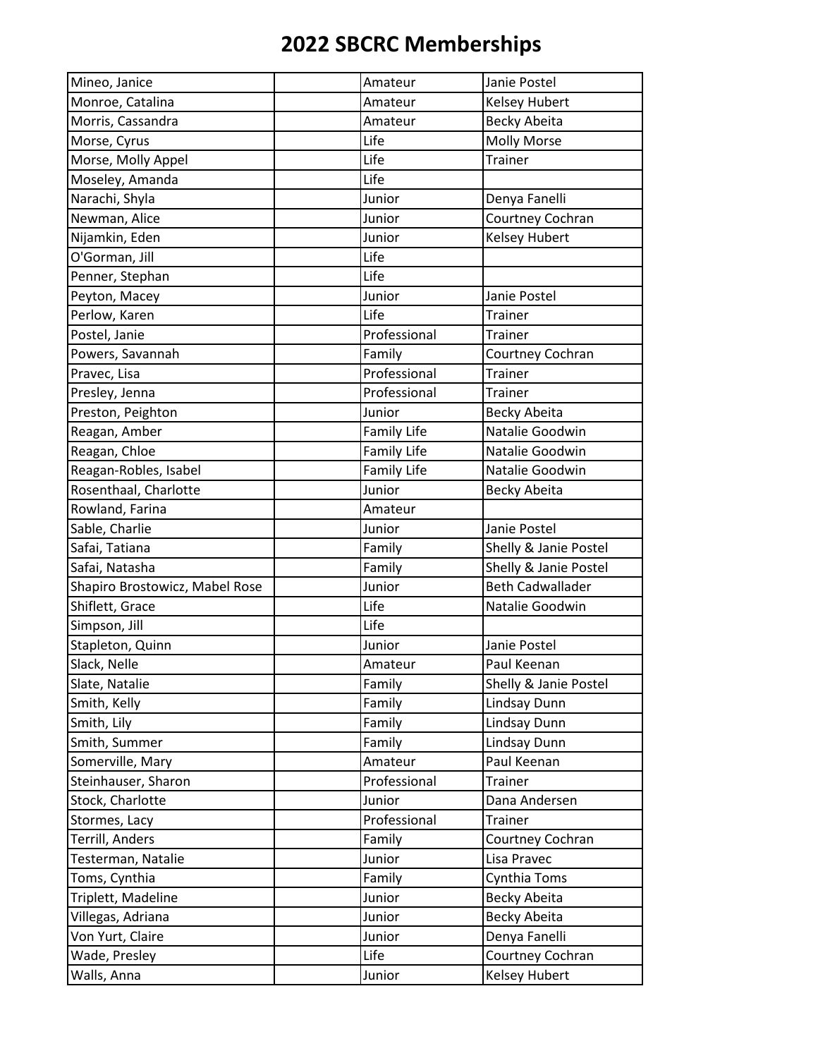# 2022 SBCRC Memberships

| | | | |
|---|---|---|---|
| Mineo, Janice | | Amateur | Janie Postel |
| Monroe, Catalina | | Amateur | Kelsey Hubert |
| Morris, Cassandra | | Amateur | Becky Abeita |
| Morse, Cyrus | | Life | Molly Morse |
| Morse, Molly Appel | | Life | Trainer |
| Moseley, Amanda | | Life | |
| Narachi, Shyla | | Junior | Denya Fanelli |
| Newman, Alice | | Junior | Courtney Cochran |
| Nijamkin, Eden | | Junior | Kelsey Hubert |
| O'Gorman, Jill | | Life | |
| Penner, Stephan | | Life | |
| Peyton, Macey | | Junior | Janie Postel |
| Perlow, Karen | | Life | Trainer |
| Postel, Janie | | Professional | Trainer |
| Powers, Savannah | | Family | Courtney Cochran |
| Pravec, Lisa | | Professional | Trainer |
| Presley, Jenna | | Professional | Trainer |
| Preston, Peighton | | Junior | Becky Abeita |
| Reagan, Amber | | Family Life | Natalie Goodwin |
| Reagan, Chloe | | Family Life | Natalie Goodwin |
| Reagan-Robles, Isabel | | Family Life | Natalie Goodwin |
| Rosenthaal, Charlotte | | Junior | Becky Abeita |
| Rowland, Farina | | Amateur | |
| Sable, Charlie | | Junior | Janie Postel |
| Safai, Tatiana | | Family | Shelly & Janie Postel |
| Safai, Natasha | | Family | Shelly & Janie Postel |
| Shapiro Brostowicz, Mabel Rose | | Junior | Beth Cadwallader |
| Shiflett, Grace | | Life | Natalie Goodwin |
| Simpson, Jill | | Life | |
| Stapleton, Quinn | | Junior | Janie Postel |
| Slack, Nelle | | Amateur | Paul Keenan |
| Slate, Natalie | | Family | Shelly & Janie Postel |
| Smith, Kelly | | Family | Lindsay Dunn |
| Smith, Lily | | Family | Lindsay Dunn |
| Smith, Summer | | Family | Lindsay Dunn |
| Somerville, Mary | | Amateur | Paul Keenan |
| Steinhauser, Sharon | | Professional | Trainer |
| Stock, Charlotte | | Junior | Dana Andersen |
| Stormes, Lacy | | Professional | Trainer |
| Terrill, Anders | | Family | Courtney Cochran |
| Testerman, Natalie | | Junior | Lisa Pravec |
| Toms, Cynthia | | Family | Cynthia Toms |
| Triplett, Madeline | | Junior | Becky Abeita |
| Villegas, Adriana | | Junior | Becky Abeita |
| Von Yurt, Claire | | Junior | Denya Fanelli |
| Wade, Presley | | Life | Courtney Cochran |
| Walls, Anna | | Junior | Kelsey Hubert |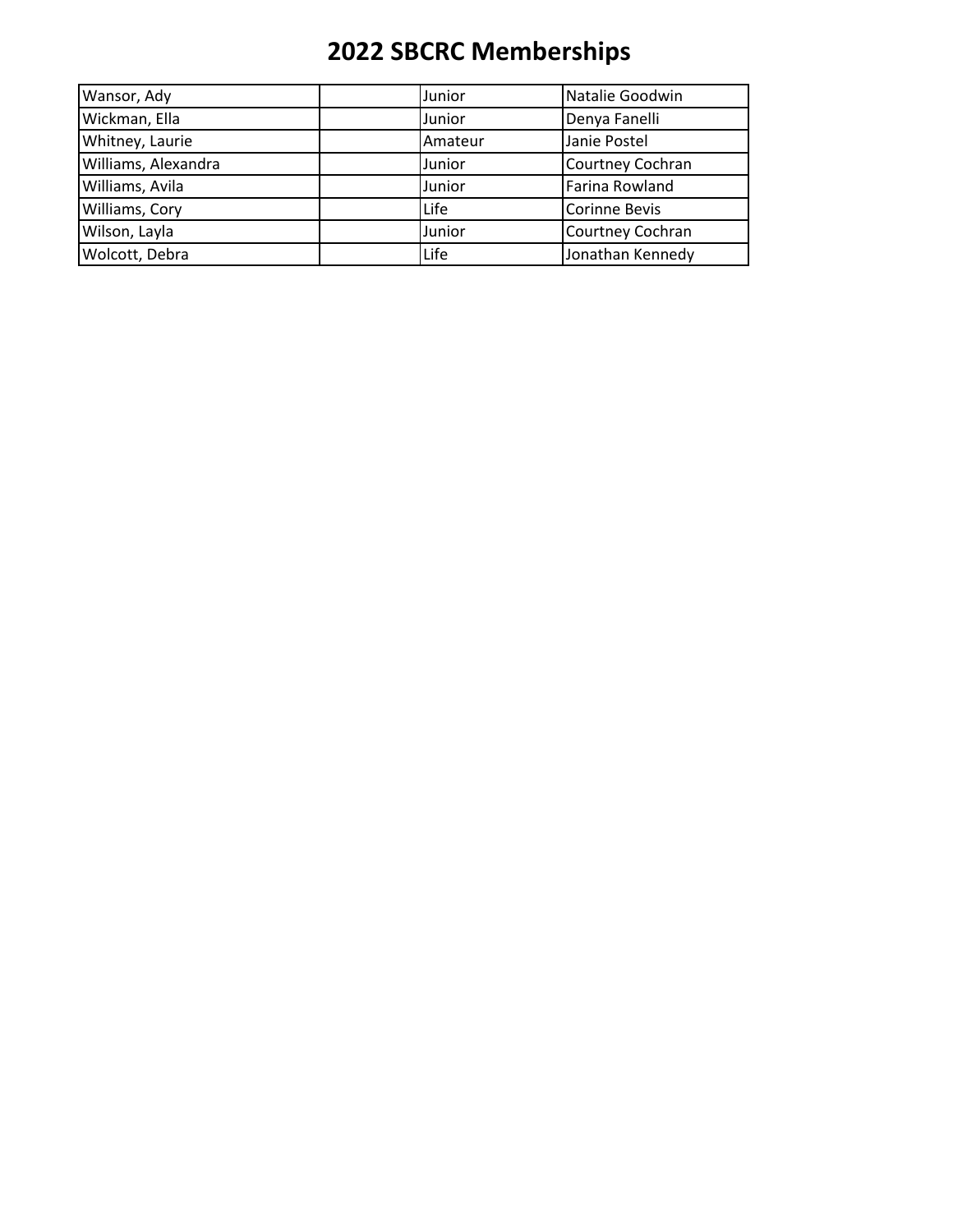# 2022 SBCRC Memberships

| | | | |
|---|---|---|---|
| Wansor, Ady | | Junior | Natalie Goodwin |
| Wickman, Ella | | Junior | Denya Fanelli |
| Whitney, Laurie | | Amateur | Janie Postel |
| Williams, Alexandra | | Junior | Courtney Cochran |
| Williams, Avila | | Junior | Farina Rowland |
| Williams, Cory | | Life | Corinne Bevis |
| Wilson, Layla | | Junior | Courtney Cochran |
| Wolcott, Debra | | Life | Jonathan Kennedy |